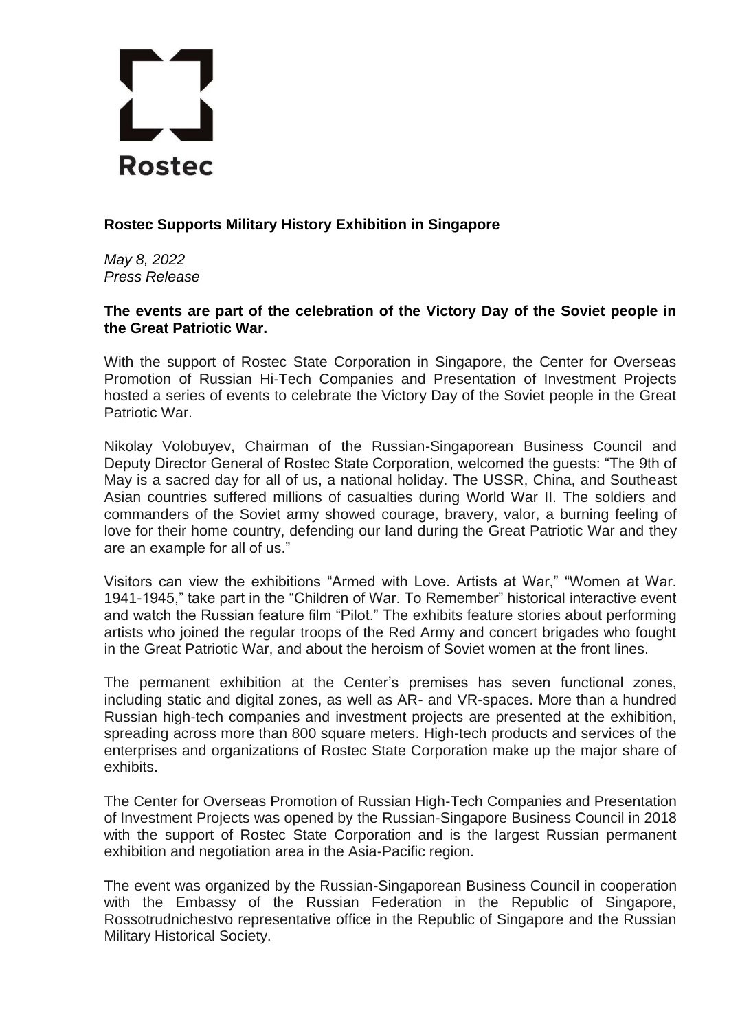Rostec

# Rostec Supports Military History Exhibition in Singapore

*May 8, 2022*
*Press Release*

**The events are part of the celebration of the Victory Day of the Soviet people in the Great Patriotic War.**

With the support of Rostec State Corporation in Singapore, the Center for Overseas Promotion of Russian Hi-Tech Companies and Presentation of Investment Projects hosted a series of events to celebrate the Victory Day of the Soviet people in the Great Patriotic War.

Nikolay Volobuyev, Chairman of the Russian-Singaporean Business Council and Deputy Director General of Rostec State Corporation, welcomed the guests: "The 9th of May is a sacred day for all of us, a national holiday. The USSR, China, and Southeast Asian countries suffered millions of casualties during World War II. The soldiers and commanders of the Soviet army showed courage, bravery, valor, a burning feeling of love for their home country, defending our land during the Great Patriotic War and they are an example for all of us."

Visitors can view the exhibitions "Armed with Love. Artists at War," "Women at War. 1941-1945," take part in the "Children of War. To Remember" historical interactive event and watch the Russian feature film "Pilot." The exhibits feature stories about performing artists who joined the regular troops of the Red Army and concert brigades who fought in the Great Patriotic War, and about the heroism of Soviet women at the front lines.

The permanent exhibition at the Center's premises has seven functional zones, including static and digital zones, as well as AR- and VR-spaces. More than a hundred Russian high-tech companies and investment projects are presented at the exhibition, spreading across more than 800 square meters. High-tech products and services of the enterprises and organizations of Rostec State Corporation make up the major share of exhibits.

The Center for Overseas Promotion of Russian High-Tech Companies and Presentation of Investment Projects was opened by the Russian-Singapore Business Council in 2018 with the support of Rostec State Corporation and is the largest Russian permanent exhibition and negotiation area in the Asia-Pacific region.

The event was organized by the Russian-Singaporean Business Council in cooperation with the Embassy of the Russian Federation in the Republic of Singapore, Rossotrudnichestvo representative office in the Republic of Singapore and the Russian Military Historical Society.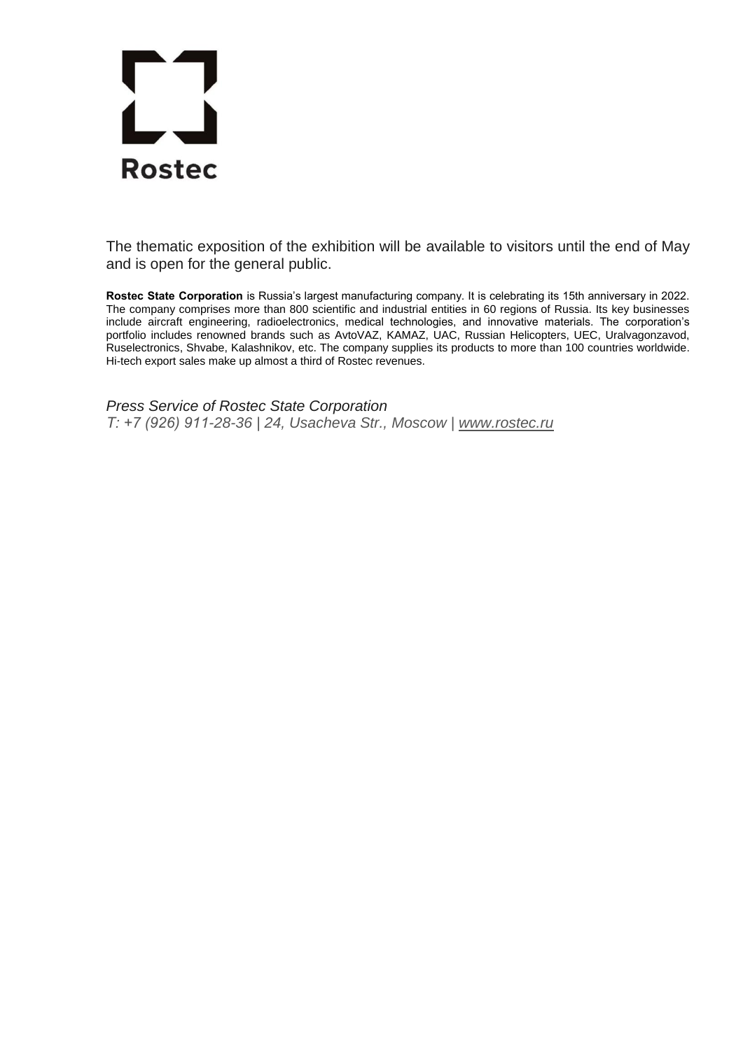Rostec

The thematic exposition of the exhibition will be available to visitors until the end of May and is open for the general public.

**Rostec State Corporation** is Russia's largest manufacturing company. It is celebrating its 15th anniversary in 2022. The company comprises more than 800 scientific and industrial entities in 60 regions of Russia. Its key businesses include aircraft engineering, radioelectronics, medical technologies, and innovative materials. The corporation's portfolio includes renowned brands such as AvtoVAZ, KAMAZ, UAC, Russian Helicopters, UEC, Uralvagonzavod, Ruselectronics, Shvabe, Kalashnikov, etc. The company supplies its products to more than 100 countries worldwide. Hi-tech export sales make up almost a third of Rostec revenues.

*Press Service of Rostec State Corporation*
*T: +7 (926) 911-28-36 | 24, Usacheva Str., Moscow | [www.rostec.ru](http://www.rostec.ru)*